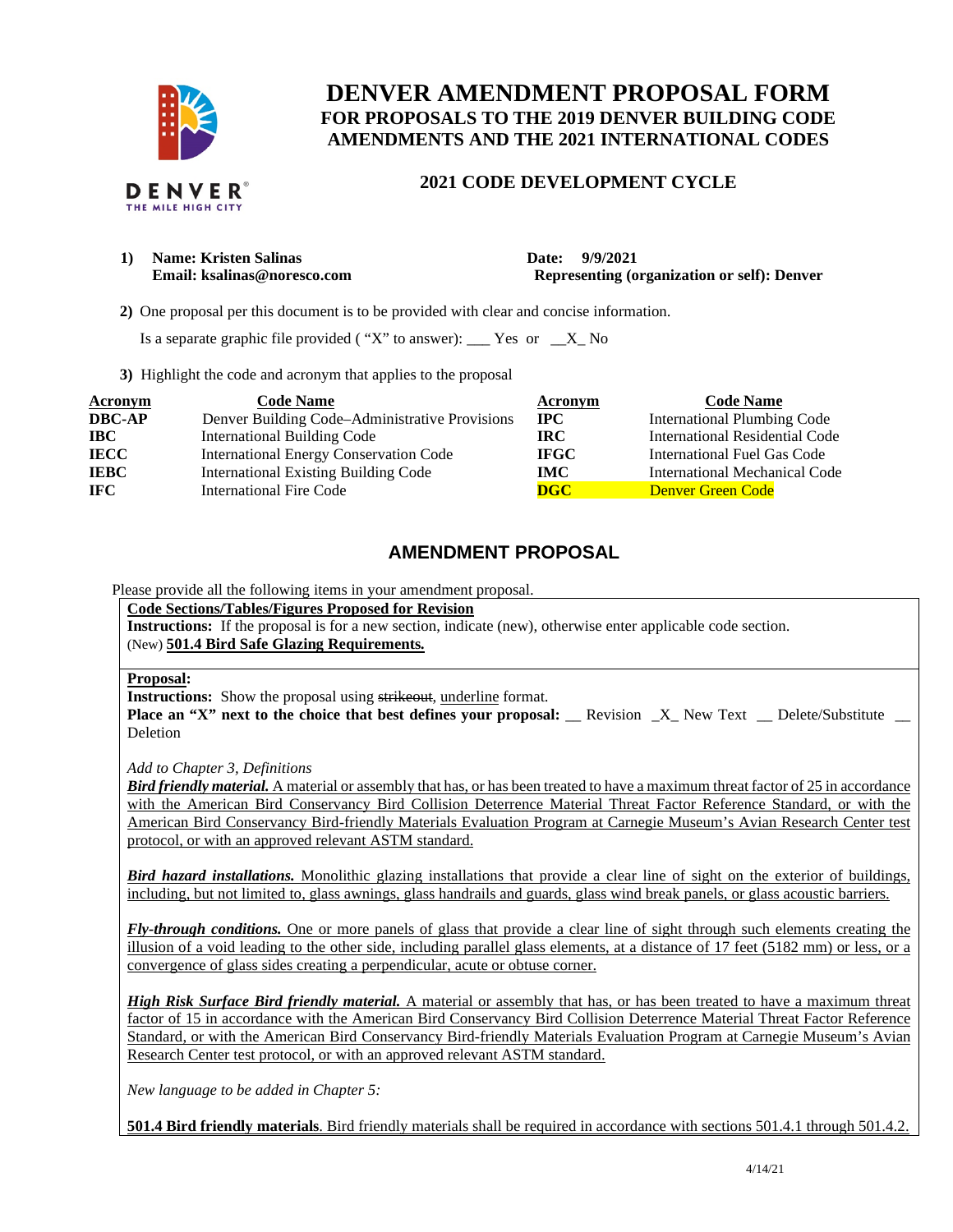# DENVER AMENDMENT PROPOSAL FORM

## FOR PROPOSALS TO THE 2019 DENVER BUILDING CODE AMENDMENTS AND THE 2021 INTERNATIONAL CODES

### 2021 CODE DEVELOPMENT CYCLE

**1) Name: Kristen Salinas** **Date: 9/9/2021**
**Email: ksalinas@noresco.com** **Representing (organization or self): Denver**

**2)** One proposal per this document is to be provided with clear and concise information.

Is a separate graphic file provided ( "X" to answer): ___ Yes or __X_ No

**3)** Highlight the code and acronym that applies to the proposal

| Acronym | Code Name | Acronym | Code Name |
|---|---|---|---|
| **DBC-AP** | Denver Building Code–Administrative Provisions | **IPC** | International Plumbing Code |
| **IBC** | International Building Code | **IRC** | International Residential Code |
| **IECC** | International Energy Conservation Code | **IFGC** | International Fuel Gas Code |
| **IEBC** | International Existing Building Code | **IMC** | International Mechanical Code |
| **IFC** | International Fire Code | **DGC** | Denver Green Code |

## AMENDMENT PROPOSAL

Please provide all the following items in your amendment proposal.

**Code Sections/Tables/Figures Proposed for Revision**

**Instructions:** If the proposal is for a new section, indicate (new), otherwise enter applicable code section.

(New) **501.4 Bird Safe Glazing Requirements.**

**Proposal:**

**Instructions:** Show the proposal using ~~strikeout~~, underline format.

**Place an "X" next to the choice that best defines your proposal:** __ Revision _X_ New Text __ Delete/Substitute __ Deletion

*Add to Chapter 3, Definitions*

***Bird friendly material.*** A material or assembly that has, or has been treated to have a maximum threat factor of 25 in accordance with the American Bird Conservancy Bird Collision Deterrence Material Threat Factor Reference Standard, or with the American Bird Conservancy Bird-friendly Materials Evaluation Program at Carnegie Museum's Avian Research Center test protocol, or with an approved relevant ASTM standard.

***Bird hazard installations.*** Monolithic glazing installations that provide a clear line of sight on the exterior of buildings, including, but not limited to, glass awnings, glass handrails and guards, glass wind break panels, or glass acoustic barriers.

***Fly-through conditions.*** One or more panels of glass that provide a clear line of sight through such elements creating the illusion of a void leading to the other side, including parallel glass elements, at a distance of 17 feet (5182 mm) or less, or a convergence of glass sides creating a perpendicular, acute or obtuse corner.

***High Risk Surface Bird friendly material.*** A material or assembly that has, or has been treated to have a maximum threat factor of 15 in accordance with the American Bird Conservancy Bird Collision Deterrence Material Threat Factor Reference Standard, or with the American Bird Conservancy Bird-friendly Materials Evaluation Program at Carnegie Museum's Avian Research Center test protocol, or with an approved relevant ASTM standard.

*New language to be added in Chapter 5:*

**501.4 Bird friendly materials**. Bird friendly materials shall be required in accordance with sections 501.4.1 through 501.4.2.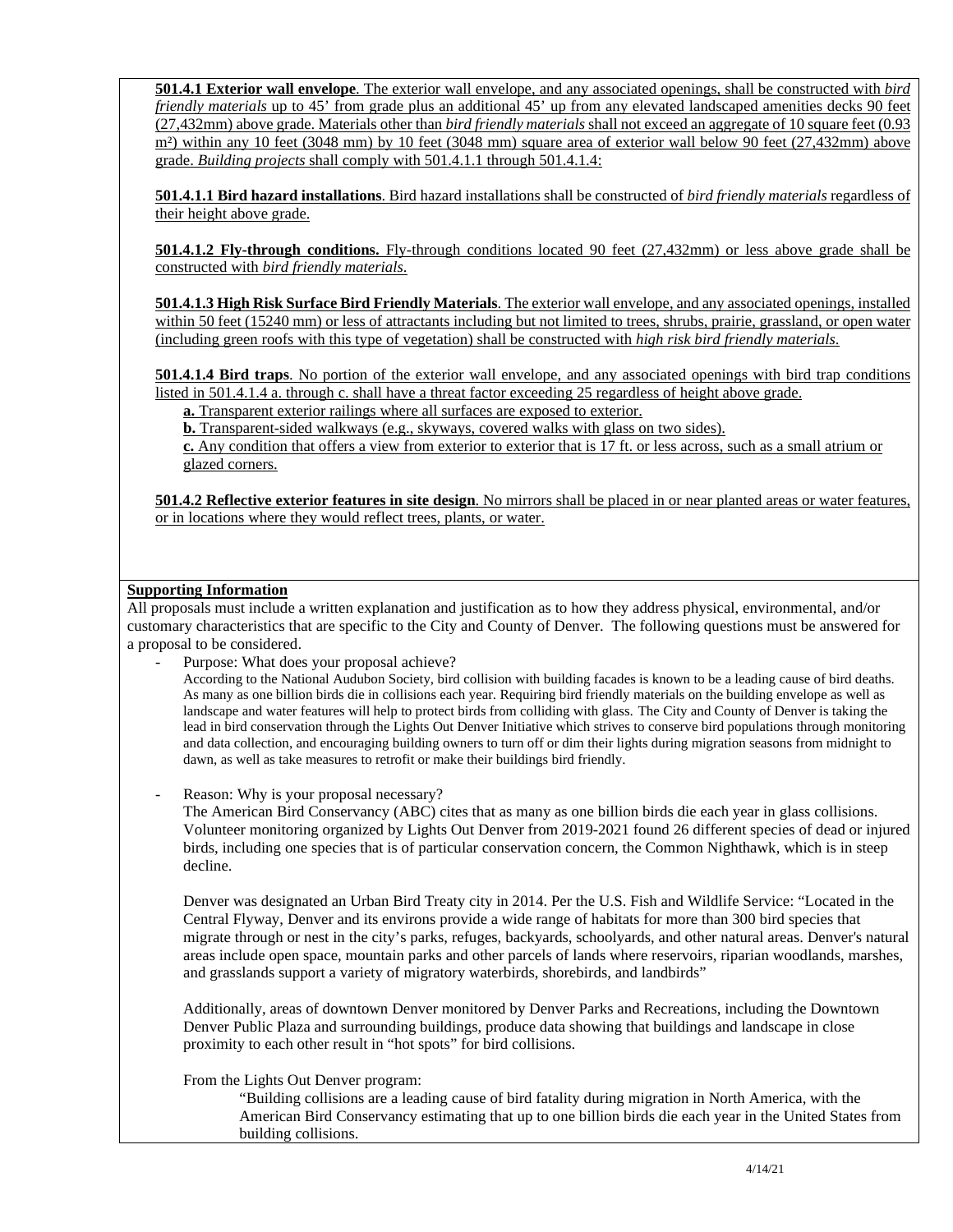**501.4.1 Exterior wall envelope**. The exterior wall envelope, and any associated openings, shall be constructed with *bird friendly materials* up to 45' from grade plus an additional 45' up from any elevated landscaped amenities decks 90 feet (27,432mm) above grade. Materials other than *bird friendly materials* shall not exceed an aggregate of 10 square feet (0.93 m²) within any 10 feet (3048 mm) by 10 feet (3048 mm) square area of exterior wall below 90 feet (27,432mm) above grade. *Building projects* shall comply with 501.4.1.1 through 501.4.1.4:

**501.4.1.1 Bird hazard installations**. Bird hazard installations shall be constructed of *bird friendly materials* regardless of their height above grade.

**501.4.1.2 Fly-through conditions.** Fly-through conditions located 90 feet (27,432mm) or less above grade shall be constructed with *bird friendly materials*.

**501.4.1.3 High Risk Surface Bird Friendly Materials**. The exterior wall envelope, and any associated openings, installed within 50 feet (15240 mm) or less of attractants including but not limited to trees, shrubs, prairie, grassland, or open water (including green roofs with this type of vegetation) shall be constructed with *high risk bird friendly materials*.

**501.4.1.4 Bird traps**. No portion of the exterior wall envelope, and any associated openings with bird trap conditions listed in 501.4.1.4 a. through c. shall have a threat factor exceeding 25 regardless of height above grade.

**a.** Transparent exterior railings where all surfaces are exposed to exterior.
**b.** Transparent-sided walkways (e.g., skyways, covered walks with glass on two sides).
**c.** Any condition that offers a view from exterior to exterior that is 17 ft. or less across, such as a small atrium or glazed corners.

**501.4.2 Reflective exterior features in site design**. No mirrors shall be placed in or near planted areas or water features, or in locations where they would reflect trees, plants, or water.

**Supporting Information**

All proposals must include a written explanation and justification as to how they address physical, environmental, and/or customary characteristics that are specific to the City and County of Denver. The following questions must be answered for a proposal to be considered.

- Purpose: What does your proposal achieve?

  According to the National Audubon Society, bird collision with building facades is known to be a leading cause of bird deaths. As many as one billion birds die in collisions each year. Requiring bird friendly materials on the building envelope as well as landscape and water features will help to protect birds from colliding with glass. The City and County of Denver is taking the lead in bird conservation through the Lights Out Denver Initiative which strives to conserve bird populations through monitoring and data collection, and encouraging building owners to turn off or dim their lights during migration seasons from midnight to dawn, as well as take measures to retrofit or make their buildings bird friendly.

- Reason: Why is your proposal necessary?

  The American Bird Conservancy (ABC) cites that as many as one billion birds die each year in glass collisions. Volunteer monitoring organized by Lights Out Denver from 2019-2021 found 26 different species of dead or injured birds, including one species that is of particular conservation concern, the Common Nighthawk, which is in steep decline.

  Denver was designated an Urban Bird Treaty city in 2014. Per the U.S. Fish and Wildlife Service: "Located in the Central Flyway, Denver and its environs provide a wide range of habitats for more than 300 bird species that migrate through or nest in the city's parks, refuges, backyards, schoolyards, and other natural areas. Denver's natural areas include open space, mountain parks and other parcels of lands where reservoirs, riparian woodlands, marshes, and grasslands support a variety of migratory waterbirds, shorebirds, and landbirds"

  Additionally, areas of downtown Denver monitored by Denver Parks and Recreations, including the Downtown Denver Public Plaza and surrounding buildings, produce data showing that buildings and landscape in close proximity to each other result in "hot spots" for bird collisions.

  From the Lights Out Denver program:

  > "Building collisions are a leading cause of bird fatality during migration in North America, with the American Bird Conservancy estimating that up to one billion birds die each year in the United States from building collisions.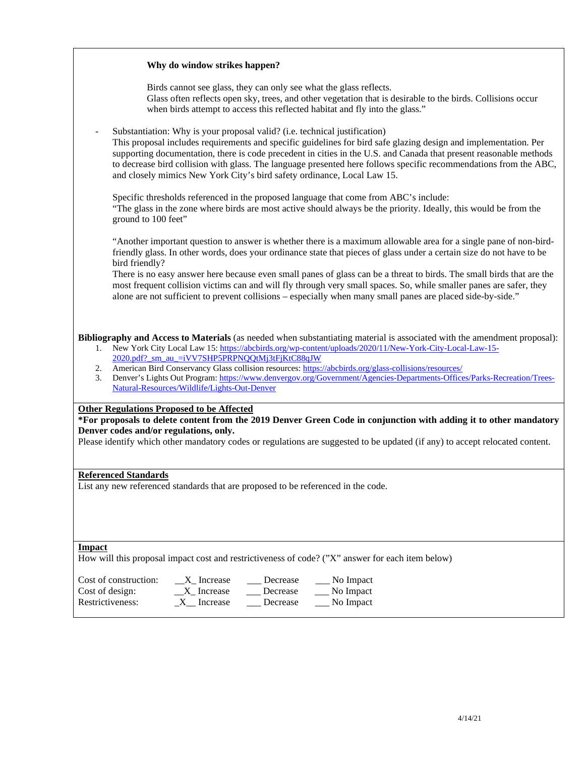**Why do window strikes happen?**

Birds cannot see glass, they can only see what the glass reflects.
Glass often reflects open sky, trees, and other vegetation that is desirable to the birds. Collisions occur when birds attempt to access this reflected habitat and fly into the glass."

- Substantiation: Why is your proposal valid? (i.e. technical justification)
  This proposal includes requirements and specific guidelines for bird safe glazing design and implementation. Per supporting documentation, there is code precedent in cities in the U.S. and Canada that present reasonable methods to decrease bird collision with glass. The language presented here follows specific recommendations from the ABC, and closely mimics New York City's bird safety ordinance, Local Law 15.

  Specific thresholds referenced in the proposed language that come from ABC's include:
  "The glass in the zone where birds are most active should always be the priority. Ideally, this would be from the ground to 100 feet"

  "Another important question to answer is whether there is a maximum allowable area for a single pane of non-bird-friendly glass. In other words, does your ordinance state that pieces of glass under a certain size do not have to be bird friendly?
  There is no easy answer here because even small panes of glass can be a threat to birds. The small birds that are the most frequent collision victims can and will fly through very small spaces. So, while smaller panes are safer, they alone are not sufficient to prevent collisions – especially when many small panes are placed side-by-side."

**Bibliography and Access to Materials** (as needed when substantiating material is associated with the amendment proposal):

1. New York City Local Law 15: https://abcbirds.org/wp-content/uploads/2020/11/New-York-City-Local-Law-15-2020.pdf?_sm_au_=iVV7SHP5PRPNQQtMj3tFjKtC88qJW
2. American Bird Conservancy Glass collision resources: https://abcbirds.org/glass-collisions/resources/
3. Denver's Lights Out Program: https://www.denvergov.org/Government/Agencies-Departments-Offices/Parks-Recreation/Trees-Natural-Resources/Wildlife/Lights-Out-Denver

**Other Regulations Proposed to be Affected**

***For proposals to delete content from the 2019 Denver Green Code in conjunction with adding it to other mandatory Denver codes and/or regulations, only.**

Please identify which other mandatory codes or regulations are suggested to be updated (if any) to accept relocated content.

**Referenced Standards**

List any new referenced standards that are proposed to be referenced in the code.

**Impact**

How will this proposal impact cost and restrictiveness of code? ("X" answer for each item below)

| | | | |
|---|---|---|---|
| Cost of construction: | __X_ Increase | ___ Decrease | ___ No Impact |
| Cost of design: | __X_ Increase | ___ Decrease | ___ No Impact |
| Restrictiveness: | _X__ Increase | ___ Decrease | ___ No Impact |